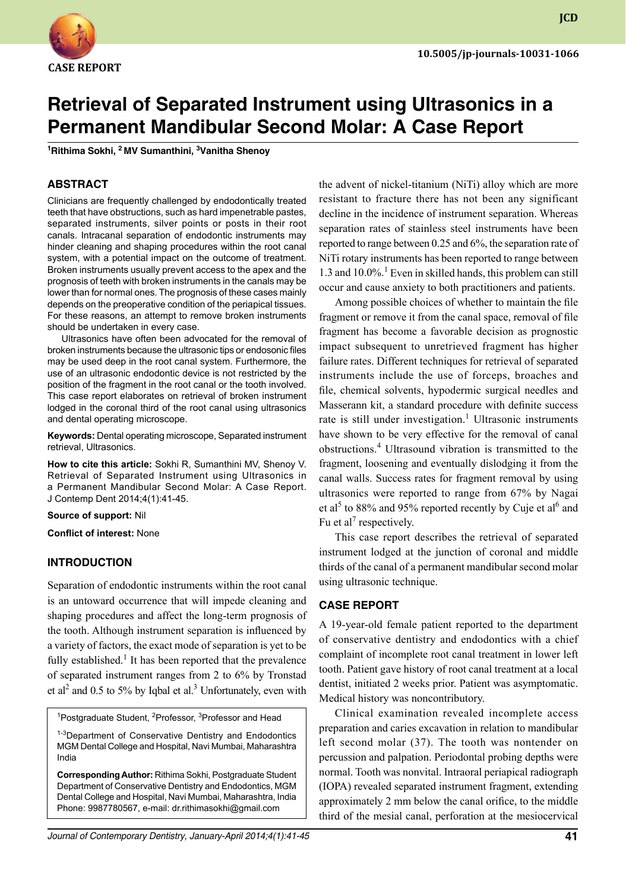CASE REPORT

10.5005/jp-journals-10031-1066

# Retrieval of Separated Instrument using Ultrasonics in a Permanent Mandibular Second Molar: A Case Report

[1]Rithima Sokhi, [2]MV Sumanthini, [3]Vanitha Shenoy

## ABSTRACT

Clinicians are frequently challenged by endodontically treated teeth that have obstructions, such as hard impenetrable pastes, separated instruments, silver points or posts in their root canals. Intracanal separation of endodontic instruments may hinder cleaning and shaping procedures within the root canal system, with a potential impact on the outcome of treatment. Broken instruments usually prevent access to the apex and the prognosis of teeth with broken instruments in the canals may be lower than for normal ones. The prognosis of these cases mainly depends on the preoperative condition of the periapical tissues. For these reasons, an attempt to remove broken instruments should be undertaken in every case.

Ultrasonics have often been advocated for the removal of broken instruments because the ultrasonic tips or endosonic files may be used deep in the root canal system. Furthermore, the use of an ultrasonic endodontic device is not restricted by the position of the fragment in the root canal or the tooth involved. This case report elaborates on retrieval of broken instrument lodged in the coronal third of the root canal using ultrasonics and dental operating microscope.

**Keywords:** Dental operating microscope, Separated instrument retrieval, Ultrasonics.

**How to cite this article:** Sokhi R, Sumanthini MV, Shenoy V. Retrieval of Separated Instrument using Ultrasonics in a Permanent Mandibular Second Molar: A Case Report. J Contemp Dent 2014;4(1):41-45.

**Source of support:** Nil

**Conflict of interest:** None

## INTRODUCTION

Separation of endodontic instruments within the root canal is an untoward occurrence that will impede cleaning and shaping procedures and affect the long-term prognosis of the tooth. Although instrument separation is influenced by a variety of factors, the exact mode of separation is yet to be fully established.[1] It has been reported that the prevalence of separated instrument ranges from 2 to 6% by Tronstad et al[2] and 0.5 to 5% by Iqbal et al.[3] Unfortunately, even with the advent of nickel-titanium (NiTi) alloy which are more resistant to fracture there has not been any significant decline in the incidence of instrument separation. Whereas separation rates of stainless steel instruments have been reported to range between 0.25 and 6%, the separation rate of NiTi rotary instruments has been reported to range between 1.3 and 10.0%.[1] Even in skilled hands, this problem can still occur and cause anxiety to both practitioners and patients.

Among possible choices of whether to maintain the file fragment or remove it from the canal space, removal of file fragment has become a favorable decision as prognostic impact subsequent to unretrieved fragment has higher failure rates. Different techniques for retrieval of separated instruments include the use of forceps, broaches and file, chemical solvents, hypodermic surgical needles and Masserann kit, a standard procedure with definite success rate is still under investigation.[1] Ultrasonic instruments have shown to be very effective for the removal of canal obstructions.[4] Ultrasound vibration is transmitted to the fragment, loosening and eventually dislodging it from the canal walls. Success rates for fragment removal by using ultrasonics were reported to range from 67% by Nagai et al[5] to 88% and 95% reported recently by Cuje et al[6] and Fu et al[7] respectively.

This case report describes the retrieval of separated instrument lodged at the junction of coronal and middle thirds of the canal of a permanent mandibular second molar using ultrasonic technique.

## CASE REPORT

A 19-year-old female patient reported to the department of conservative dentistry and endodontics with a chief complaint of incomplete root canal treatment in lower left tooth. Patient gave history of root canal treatment at a local dentist, initiated 2 weeks prior. Patient was asymptomatic. Medical history was noncontributory.

Clinical examination revealed incomplete access preparation and caries excavation in relation to mandibular left second molar (37). The tooth was nontender on percussion and palpation. Periodontal probing depths were normal. Tooth was nonvital. Intraoral periapical radiograph (IOPA) revealed separated instrument fragment, extending approximately 2 mm below the canal orifice, to the middle third of the mesial canal, perforation at the mesiocervical

[1]Postgraduate Student, [2]Professor, [3]Professor and Head

[1-3]Department of Conservative Dentistry and Endodontics MGM Dental College and Hospital, Navi Mumbai, Maharashtra India

**Corresponding Author:** Rithima Sokhi, Postgraduate Student Department of Conservative Dentistry and Endodontics, MGM Dental College and Hospital, Navi Mumbai, Maharashtra, India Phone: 9987780567, e-mail: dr.rithimasokhi@gmail.com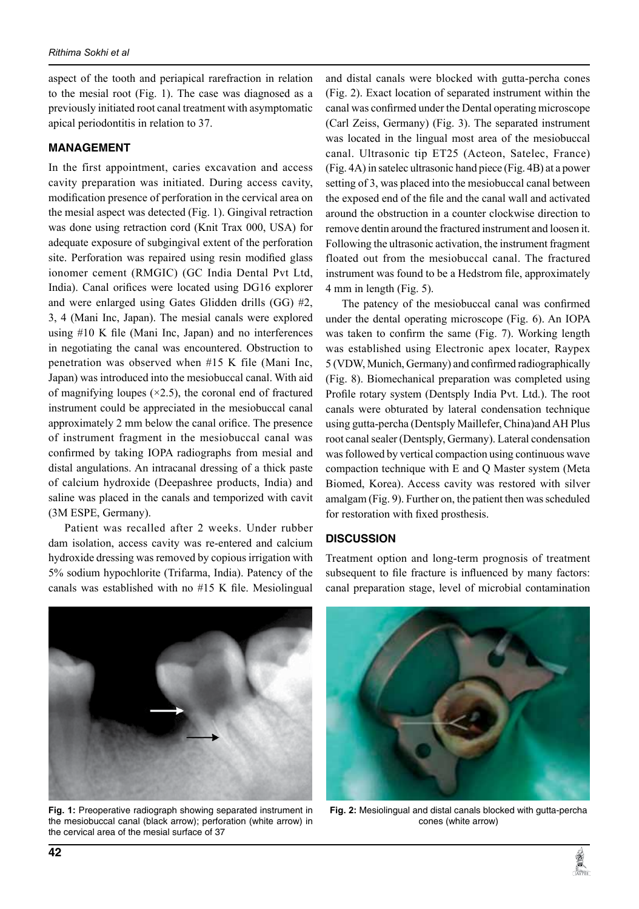aspect of the tooth and periapical rarefraction in relation to the mesial root (Fig. 1). The case was diagnosed as a previously initiated root canal treatment with asymptomatic apical periodontitis in relation to 37.

## MANAGEMENT

In the first appointment, caries excavation and access cavity preparation was initiated. During access cavity, modification presence of perforation in the cervical area on the mesial aspect was detected (Fig. 1). Gingival retraction was done using retraction cord (Knit Trax 000, USA) for adequate exposure of subgingival extent of the perforation site. Perforation was repaired using resin modified glass ionomer cement (RMGIC) (GC India Dental Pvt Ltd, India). Canal orifices were located using DG16 explorer and were enlarged using Gates Glidden drills (GG) #2, 3, 4 (Mani Inc, Japan). The mesial canals were explored using #10 K file (Mani Inc, Japan) and no interferences in negotiating the canal was encountered. Obstruction to penetration was observed when #15 K file (Mani Inc, Japan) was introduced into the mesiobuccal canal. With aid of magnifying loupes (×2.5), the coronal end of fractured instrument could be appreciated in the mesiobuccal canal approximately 2 mm below the canal orifice. The presence of instrument fragment in the mesiobuccal canal was confirmed by taking IOPA radiographs from mesial and distal angulations. An intracanal dressing of a thick paste of calcium hydroxide (Deepashree products, India) and saline was placed in the canals and temporized with cavit (3M ESPE, Germany).

Patient was recalled after 2 weeks. Under rubber dam isolation, access cavity was re-entered and calcium hydroxide dressing was removed by copious irrigation with 5% sodium hypochlorite (Trifarma, India). Patency of the canals was established with no #15 K file. Mesiolingual and distal canals were blocked with gutta-percha cones (Fig. 2). Exact location of separated instrument within the canal was confirmed under the Dental operating microscope (Carl Zeiss, Germany) (Fig. 3). The separated instrument was located in the lingual most area of the mesiobuccal canal. Ultrasonic tip ET25 (Acteon, Satelec, France) (Fig. 4A) in satelec ultrasonic hand piece (Fig. 4B) at a power setting of 3, was placed into the mesiobuccal canal between the exposed end of the file and the canal wall and activated around the obstruction in a counter clockwise direction to remove dentin around the fractured instrument and loosen it. Following the ultrasonic activation, the instrument fragment floated out from the mesiobuccal canal. The fractured instrument was found to be a Hedstrom file, approximately 4 mm in length (Fig. 5).

The patency of the mesiobuccal canal was confirmed under the dental operating microscope (Fig. 6). An IOPA was taken to confirm the same (Fig. 7). Working length was established using Electronic apex locater, Raypex 5 (VDW, Munich, Germany) and confirmed radiographically (Fig. 8). Biomechanical preparation was completed using Profile rotary system (Dentsply India Pvt. Ltd.). The root canals were obturated by lateral condensation technique using gutta-percha (Dentsply Maillefer, China) and AH Plus root canal sealer (Dentsply, Germany). Lateral condensation was followed by vertical compaction using continuous wave compaction technique with E and Q Master system (Meta Biomed, Korea). Access cavity was restored with silver amalgam (Fig. 9). Further on, the patient then was scheduled for restoration with fixed prosthesis.

## DISCUSSION

Treatment option and long-term prognosis of treatment subsequent to file fracture is influenced by many factors: canal preparation stage, level of microbial contamination

**Fig. 1:** Preoperative radiograph showing separated instrument in the mesiobuccal canal (black arrow); perforation (white arrow) in the cervical area of the mesial surface of 37

**Fig. 2:** Mesiolingual and distal canals blocked with gutta-percha cones (white arrow)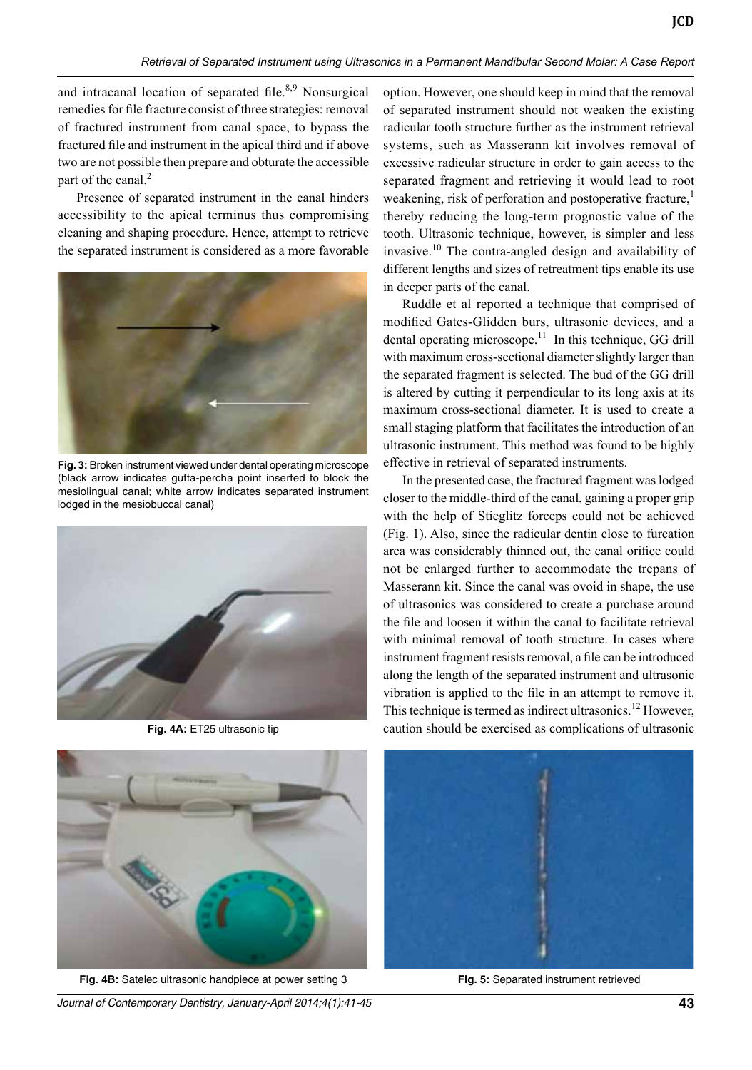and intracanal location of separated file.[8,9] Nonsurgical remedies for file fracture consist of three strategies: removal of fractured instrument from canal space, to bypass the fractured file and instrument in the apical third and if above two are not possible then prepare and obturate the accessible part of the canal.[2]

Presence of separated instrument in the canal hinders accessibility to the apical terminus thus compromising cleaning and shaping procedure. Hence, attempt to retrieve the separated instrument is considered as a more favorable option. However, one should keep in mind that the removal of separated instrument should not weaken the existing radicular tooth structure further as the instrument retrieval systems, such as Masserann kit involves removal of excessive radicular structure in order to gain access to the separated fragment and retrieving it would lead to root weakening, risk of perforation and postoperative fracture,[1] thereby reducing the long-term prognostic value of the tooth. Ultrasonic technique, however, is simpler and less invasive.[10] The contra-angled design and availability of different lengths and sizes of retreatment tips enable its use in deeper parts of the canal.

**Fig. 3:** Broken instrument viewed under dental operating microscope (black arrow indicates gutta-percha point inserted to block the mesiolingual canal; white arrow indicates separated instrument lodged in the mesiobuccal canal)

**Fig. 4A:** ET25 ultrasonic tip

**Fig. 4B:** Satelec ultrasonic handpiece at power setting 3

Ruddle et al reported a technique that comprised of modified Gates-Glidden burs, ultrasonic devices, and a dental operating microscope.[11] In this technique, GG drill with maximum cross-sectional diameter slightly larger than the separated fragment is selected. The bud of the GG drill is altered by cutting it perpendicular to its long axis at its maximum cross-sectional diameter. It is used to create a small staging platform that facilitates the introduction of an ultrasonic instrument. This method was found to be highly effective in retrieval of separated instruments.

In the presented case, the fractured fragment was lodged closer to the middle-third of the canal, gaining a proper grip with the help of Stieglitz forceps could not be achieved (Fig. 1). Also, since the radicular dentin close to furcation area was considerably thinned out, the canal orifice could not be enlarged further to accommodate the trepans of Masserann kit. Since the canal was ovoid in shape, the use of ultrasonics was considered to create a purchase around the file and loosen it within the canal to facilitate retrieval with minimal removal of tooth structure. In cases where instrument fragment resists removal, a file can be introduced along the length of the separated instrument and ultrasonic vibration is applied to the file in an attempt to remove it. This technique is termed as indirect ultrasonics.[12] However, caution should be exercised as complications of ultrasonic

**Fig. 5:** Separated instrument retrieved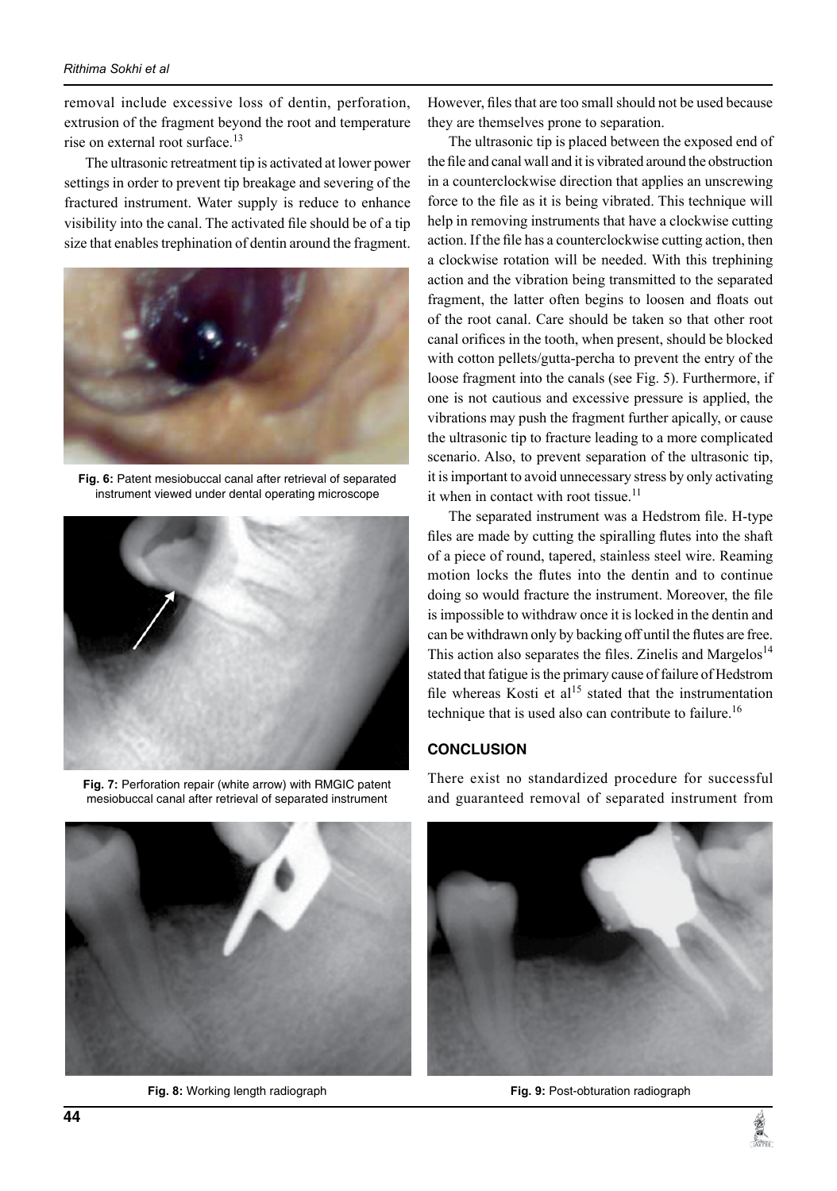removal include excessive loss of dentin, perforation, extrusion of the fragment beyond the root and temperature rise on external root surface.[13]

The ultrasonic retreatment tip is activated at lower power settings in order to prevent tip breakage and severing of the fractured instrument. Water supply is reduce to enhance visibility into the canal. The activated file should be of a tip size that enables trephination of dentin around the fragment.

**Fig. 6:** Patent mesiobuccal canal after retrieval of separated instrument viewed under dental operating microscope

**Fig. 7:** Perforation repair (white arrow) with RMGIC patent mesiobuccal canal after retrieval of separated instrument

However, files that are too small should not be used because they are themselves prone to separation.

The ultrasonic tip is placed between the exposed end of the file and canal wall and it is vibrated around the obstruction in a counterclockwise direction that applies an unscrewing force to the file as it is being vibrated. This technique will help in removing instruments that have a clockwise cutting action. If the file has a counterclockwise cutting action, then a clockwise rotation will be needed. With this trephining action and the vibration being transmitted to the separated fragment, the latter often begins to loosen and floats out of the root canal. Care should be taken so that other root canal orifices in the tooth, when present, should be blocked with cotton pellets/gutta-percha to prevent the entry of the loose fragment into the canals (see Fig. 5). Furthermore, if one is not cautious and excessive pressure is applied, the vibrations may push the fragment further apically, or cause the ultrasonic tip to fracture leading to a more complicated scenario. Also, to prevent separation of the ultrasonic tip, it is important to avoid unnecessary stress by only activating it when in contact with root tissue.[11]

The separated instrument was a Hedstrom file. H-type files are made by cutting the spiralling flutes into the shaft of a piece of round, tapered, stainless steel wire. Reaming motion locks the flutes into the dentin and to continue doing so would fracture the instrument. Moreover, the file is impossible to withdraw once it is locked in the dentin and can be withdrawn only by backing off until the flutes are free. This action also separates the files. Zinelis and Margelos[14] stated that fatigue is the primary cause of failure of Hedstrom file whereas Kosti et al[15] stated that the instrumentation technique that is used also can contribute to failure.[16]

## CONCLUSION

There exist no standardized procedure for successful and guaranteed removal of separated instrument from

**Fig. 8:** Working length radiograph

**Fig. 9:** Post-obturation radiograph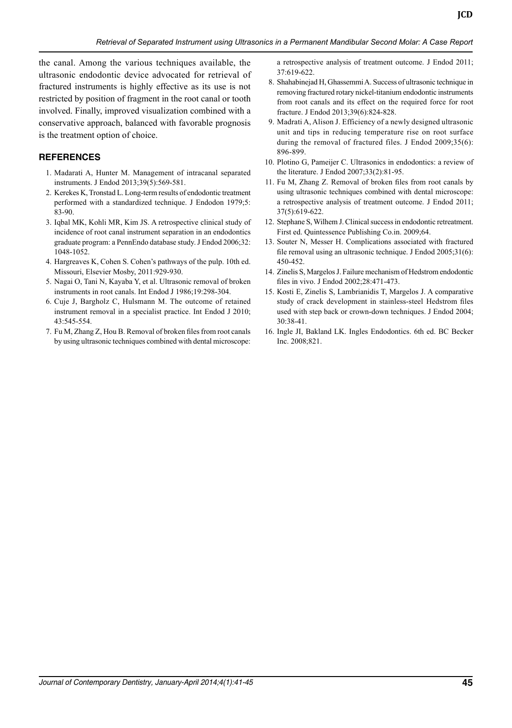the canal. Among the various techniques available, the ultrasonic endodontic device advocated for retrieval of fractured instruments is highly effective as its use is not restricted by position of fragment in the root canal or tooth involved. Finally, improved visualization combined with a conservative approach, balanced with favorable prognosis is the treatment option of choice.

## REFERENCES

1. Madarati A, Hunter M. Management of intracanal separated instruments. J Endod 2013;39(5):569-581.
2. Kerekes K, Tronstad L. Long-term results of endodontic treatment performed with a standardized technique. J Endodon 1979;5: 83-90.
3. Iqbal MK, Kohli MR, Kim JS. A retrospective clinical study of incidence of root canal instrument separation in an endodontics graduate program: a PennEndo database study. J Endod 2006;32: 1048-1052.
4. Hargreaves K, Cohen S. Cohen's pathways of the pulp. 10th ed. Missouri, Elsevier Mosby, 2011:929-930.
5. Nagai O, Tani N, Kayaba Y, et al. Ultrasonic removal of broken instruments in root canals. Int Endod J 1986;19:298-304.
6. Cuje J, Bargholz C, Hulsmann M. The outcome of retained instrument removal in a specialist practice. Int Endod J 2010; 43:545-554.
7. Fu M, Zhang Z, Hou B. Removal of broken files from root canals by using ultrasonic techniques combined with dental microscope: a retrospective analysis of treatment outcome. J Endod 2011; 37:619-622.
8. Shahabinejad H, Ghassemmi A. Success of ultrasonic technique in removing fractured rotary nickel-titanium endodontic instruments from root canals and its effect on the required force for root fracture. J Endod 2013;39(6):824-828.
9. Madrati A, Alison J. Efficiency of a newly designed ultrasonic unit and tips in reducing temperature rise on root surface during the removal of fractured files. J Endod 2009;35(6): 896-899.
10. Plotino G, Pameijer C. Ultrasonics in endodontics: a review of the literature. J Endod 2007;33(2):81-95.
11. Fu M, Zhang Z. Removal of broken files from root canals by using ultrasonic techniques combined with dental microscope: a retrospective analysis of treatment outcome. J Endod 2011; 37(5):619-622.
12. Stephane S, Wilhem J. Clinical success in endodontic retreatment. First ed. Quintessence Publishing Co.in. 2009;64.
13. Souter N, Messer H. Complications associated with fractured file removal using an ultrasonic technique. J Endod 2005;31(6): 450-452.
14. Zinelis S, Margelos J. Failure mechanism of Hedstrom endodontic files in vivo. J Endod 2002;28:471-473.
15. Kosti E, Zinelis S, Lambrianidis T, Margelos J. A comparative study of crack development in stainless-steel Hedstrom files used with step back or crown-down techniques. J Endod 2004; 30:38-41.
16. Ingle JI, Bakland LK. Ingles Endodontics. 6th ed. BC Becker Inc. 2008;821.